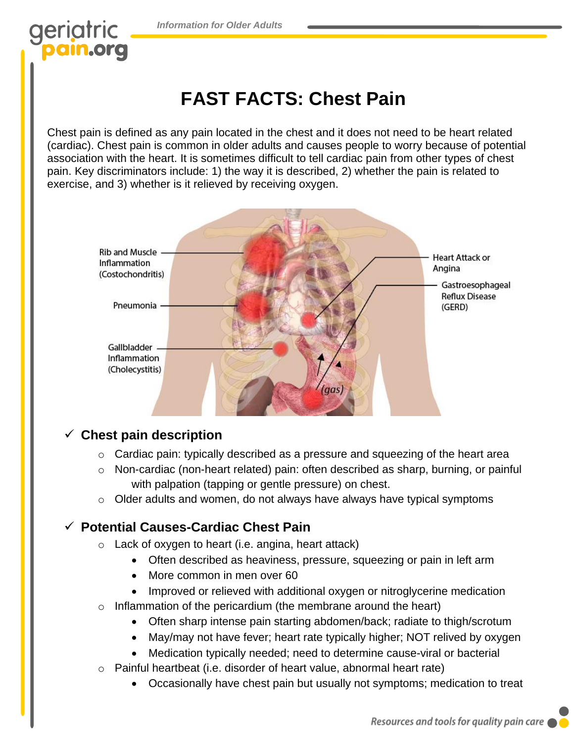# FAST FACTS: Chest Pain

Chest pain is defined as any pain located in the chest and it does not need to be heart related (cardiac). Chest pain is common in older adults and causes people to worry because of potential association with the heart. It is sometimes difficult to tell cardiac pain from other types of chest pain. Key discriminators include: 1) the way it is described, 2) whether the pain is related to exercise, and 3) whether is it relieved by receiving oxygen.

Rib and Muscle Inflammation (Costochondritis)

Pneumonia

Gallbladder Inflammation (Cholecystitis)

Heart Attack or Angina

Gastroesophageal Reflux Disease (GERD)

(gas)

## ✓ Chest pain description

- Cardiac pain: typically described as a pressure and squeezing of the heart area
- Non-cardiac (non-heart related) pain: often described as sharp, burning, or painful with palpation (tapping or gentle pressure) on chest.
- Older adults and women, do not always have always have typical symptoms

## ✓ Potential Causes-Cardiac Chest Pain

- Lack of oxygen to heart (i.e. angina, heart attack)
  - Often described as heaviness, pressure, squeezing or pain in left arm
  - More common in men over 60
  - Improved or relieved with additional oxygen or nitroglycerine medication
- Inflammation of the pericardium (the membrane around the heart)
  - Often sharp intense pain starting abdomen/back; radiate to thigh/scrotum
  - May/may not have fever; heart rate typically higher; NOT relived by oxygen
  - Medication typically needed; need to determine cause-viral or bacterial
- Painful heartbeat (i.e. disorder of heart value, abnormal heart rate)
  - Occasionally have chest pain but usually not symptoms; medication to treat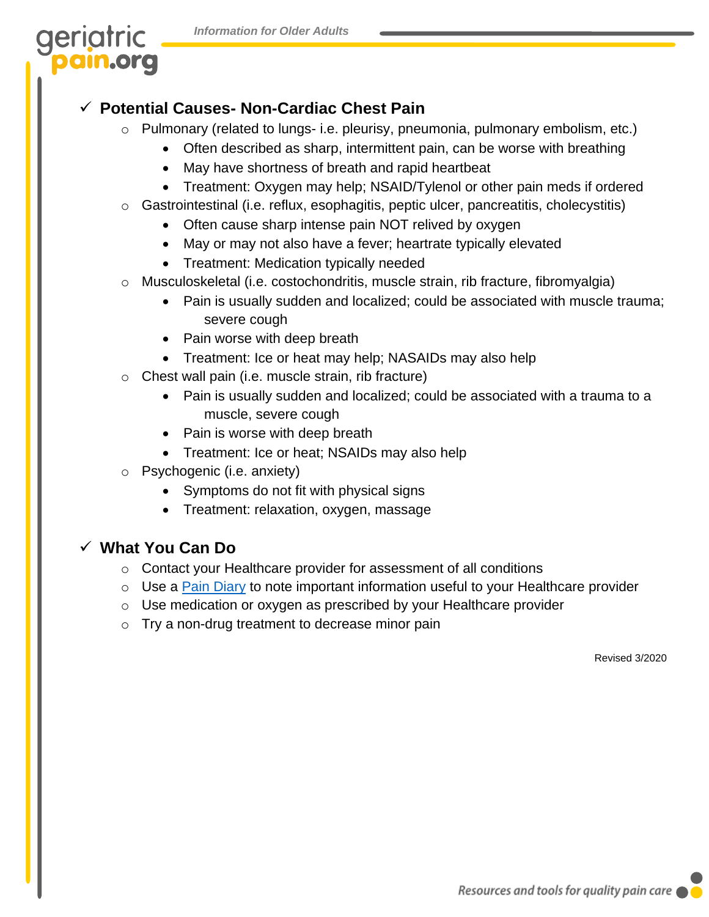## ✓ Potential Causes- Non-Cardiac Chest Pain

- Pulmonary (related to lungs- i.e. pleurisy, pneumonia, pulmonary embolism, etc.)
  - Often described as sharp, intermittent pain, can be worse with breathing
  - May have shortness of breath and rapid heartbeat
  - Treatment: Oxygen may help; NSAID/Tylenol or other pain meds if ordered
- Gastrointestinal (i.e. reflux, esophagitis, peptic ulcer, pancreatitis, cholecystitis)
  - Often cause sharp intense pain NOT relived by oxygen
  - May or may not also have a fever; heartrate typically elevated
  - Treatment: Medication typically needed
- Musculoskeletal (i.e. costochondritis, muscle strain, rib fracture, fibromyalgia)
  - Pain is usually sudden and localized; could be associated with muscle trauma; severe cough
  - Pain worse with deep breath
  - Treatment: Ice or heat may help; NASAIDs may also help
- Chest wall pain (i.e. muscle strain, rib fracture)
  - Pain is usually sudden and localized; could be associated with a trauma to a muscle, severe cough
  - Pain is worse with deep breath
  - Treatment: Ice or heat; NSAIDs may also help
- Psychogenic (i.e. anxiety)
  - Symptoms do not fit with physical signs
  - Treatment: relaxation, oxygen, massage

## ✓ What You Can Do

- Contact your Healthcare provider for assessment of all conditions
- Use a Pain Diary to note important information useful to your Healthcare provider
- Use medication or oxygen as prescribed by your Healthcare provider
- Try a non-drug treatment to decrease minor pain

Revised 3/2020